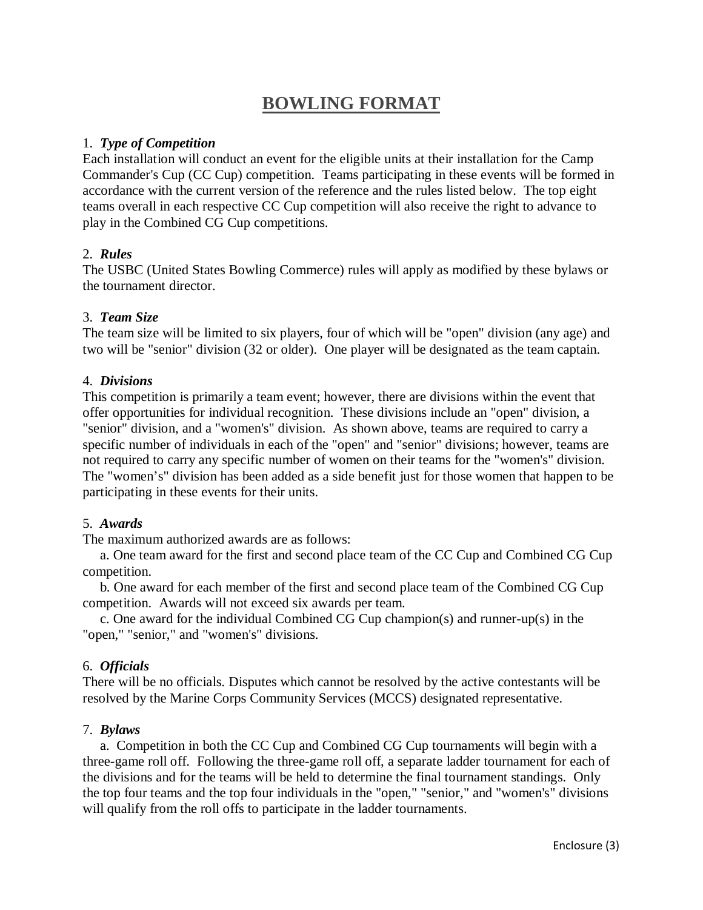# BOWLING FORMAT

1. ***Type of Competition***
Each installation will conduct an event for the eligible units at their installation for the Camp Commander's Cup (CC Cup) competition. Teams participating in these events will be formed in accordance with the current version of the reference and the rules listed below. The top eight teams overall in each respective CC Cup competition will also receive the right to advance to play in the Combined CG Cup competitions.

2. ***Rules***
The USBC (United States Bowling Commerce) rules will apply as modified by these bylaws or the tournament director.

3. ***Team Size***
The team size will be limited to six players, four of which will be "open" division (any age) and two will be "senior" division (32 or older). One player will be designated as the team captain.

4. ***Divisions***
This competition is primarily a team event; however, there are divisions within the event that offer opportunities for individual recognition. These divisions include an "open" division, a "senior" division, and a "women's" division. As shown above, teams are required to carry a specific number of individuals in each of the "open" and "senior" divisions; however, teams are not required to carry any specific number of women on their teams for the "women's" division. The "women's" division has been added as a side benefit just for those women that happen to be participating in these events for their units.

5. ***Awards***
The maximum authorized awards are as follows:

a. One team award for the first and second place team of the CC Cup and Combined CG Cup competition.

b. One award for each member of the first and second place team of the Combined CG Cup competition. Awards will not exceed six awards per team.

c. One award for the individual Combined CG Cup champion(s) and runner-up(s) in the "open," "senior," and "women's" divisions.

6. ***Officials***
There will be no officials. Disputes which cannot be resolved by the active contestants will be resolved by the Marine Corps Community Services (MCCS) designated representative.

7. ***Bylaws***

a. Competition in both the CC Cup and Combined CG Cup tournaments will begin with a three-game roll off. Following the three-game roll off, a separate ladder tournament for each of the divisions and for the teams will be held to determine the final tournament standings. Only the top four teams and the top four individuals in the "open," "senior," and "women's" divisions will qualify from the roll offs to participate in the ladder tournaments.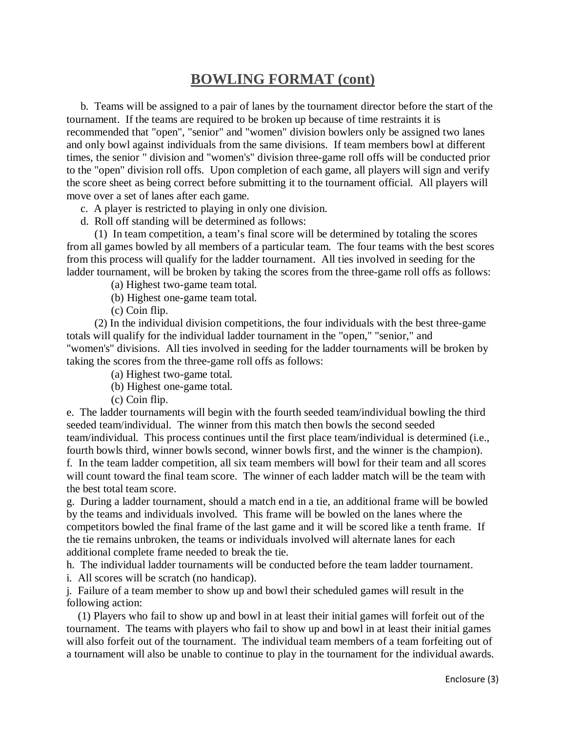# BOWLING FORMAT (cont)

b. Teams will be assigned to a pair of lanes by the tournament director before the start of the tournament. If the teams are required to be broken up because of time restraints it is recommended that "open", "senior" and "women" division bowlers only be assigned two lanes and only bowl against individuals from the same divisions. If team members bowl at different times, the senior " division and "women's" division three-game roll offs will be conducted prior to the "open" division roll offs. Upon completion of each game, all players will sign and verify the score sheet as being correct before submitting it to the tournament official. All players will move over a set of lanes after each game.

c. A player is restricted to playing in only one division.

d. Roll off standing will be determined as follows:

(1) In team competition, a team's final score will be determined by totaling the scores from all games bowled by all members of a particular team. The four teams with the best scores from this process will qualify for the ladder tournament. All ties involved in seeding for the ladder tournament, will be broken by taking the scores from the three-game roll offs as follows:

(a) Highest two-game team total.

(b) Highest one-game team total.

(c) Coin flip.

(2) In the individual division competitions, the four individuals with the best three-game totals will qualify for the individual ladder tournament in the "open," "senior," and "women's" divisions. All ties involved in seeding for the ladder tournaments will be broken by taking the scores from the three-game roll offs as follows:

(a) Highest two-game total.

(b) Highest one-game total.

(c) Coin flip.

e. The ladder tournaments will begin with the fourth seeded team/individual bowling the third seeded team/individual. The winner from this match then bowls the second seeded team/individual. This process continues until the first place team/individual is determined (i.e., fourth bowls third, winner bowls second, winner bowls first, and the winner is the champion).

f. In the team ladder competition, all six team members will bowl for their team and all scores will count toward the final team score. The winner of each ladder match will be the team with the best total team score.

g. During a ladder tournament, should a match end in a tie, an additional frame will be bowled by the teams and individuals involved. This frame will be bowled on the lanes where the competitors bowled the final frame of the last game and it will be scored like a tenth frame. If the tie remains unbroken, the teams or individuals involved will alternate lanes for each additional complete frame needed to break the tie.

h. The individual ladder tournaments will be conducted before the team ladder tournament.

i. All scores will be scratch (no handicap).

j. Failure of a team member to show up and bowl their scheduled games will result in the following action:

(1) Players who fail to show up and bowl in at least their initial games will forfeit out of the tournament. The teams with players who fail to show up and bowl in at least their initial games will also forfeit out of the tournament. The individual team members of a team forfeiting out of a tournament will also be unable to continue to play in the tournament for the individual awards.

Enclosure (3)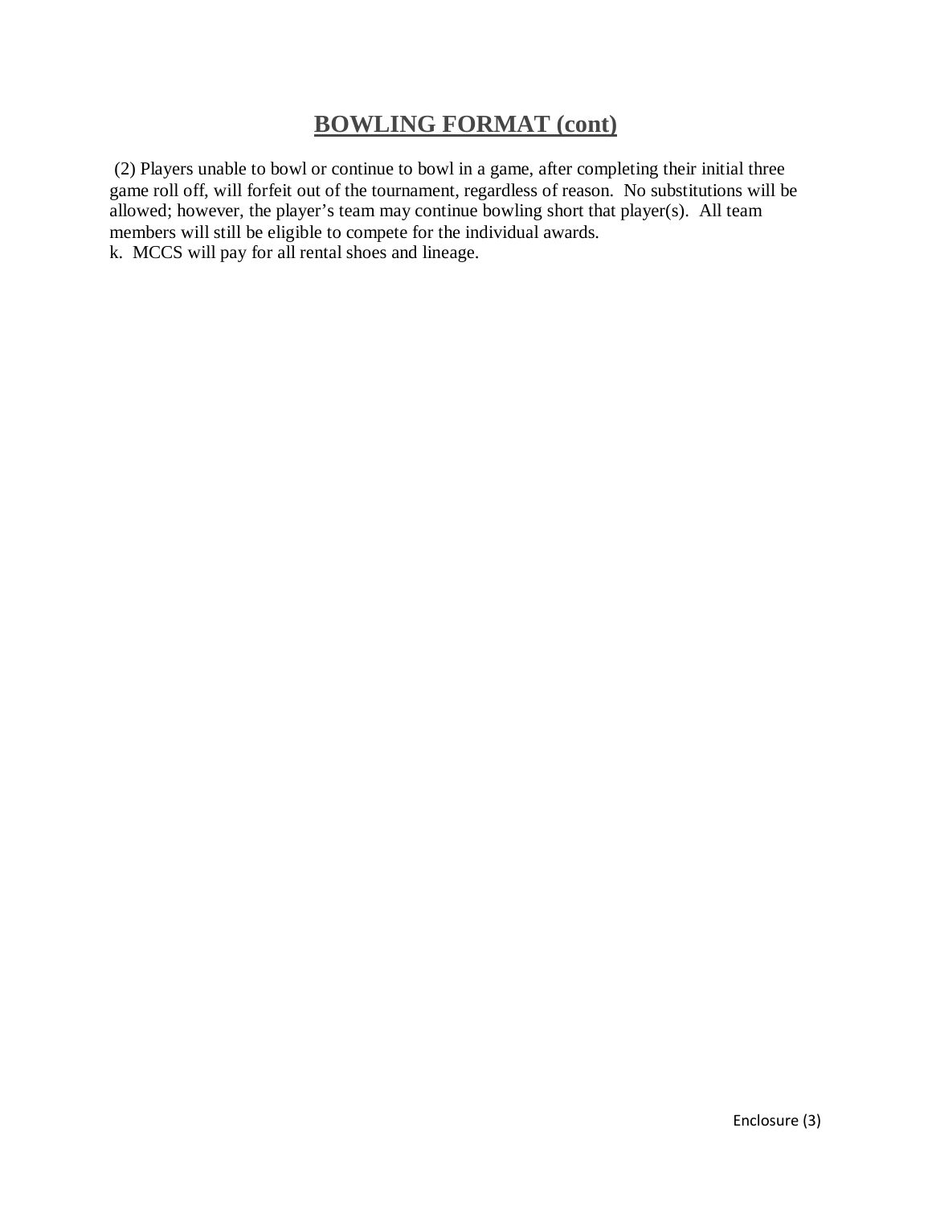# BOWLING FORMAT (cont)

(2) Players unable to bowl or continue to bowl in a game, after completing their initial three game roll off, will forfeit out of the tournament, regardless of reason. No substitutions will be allowed; however, the player's team may continue bowling short that player(s). All team members will still be eligible to compete for the individual awards.

k. MCCS will pay for all rental shoes and lineage.

Enclosure (3)